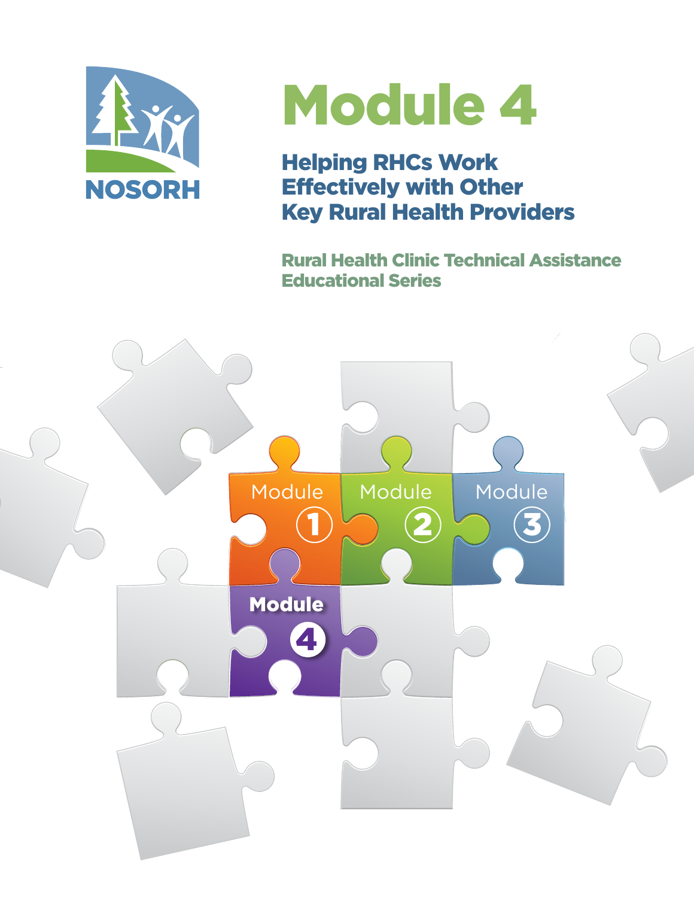NOSORH

# Module 4

## Helping RHCs Work Effectively with Other Key Rural Health Providers

### Rural Health Clinic Technical Assistance Educational Series

Module 1

Module 2

Module 3

Module 4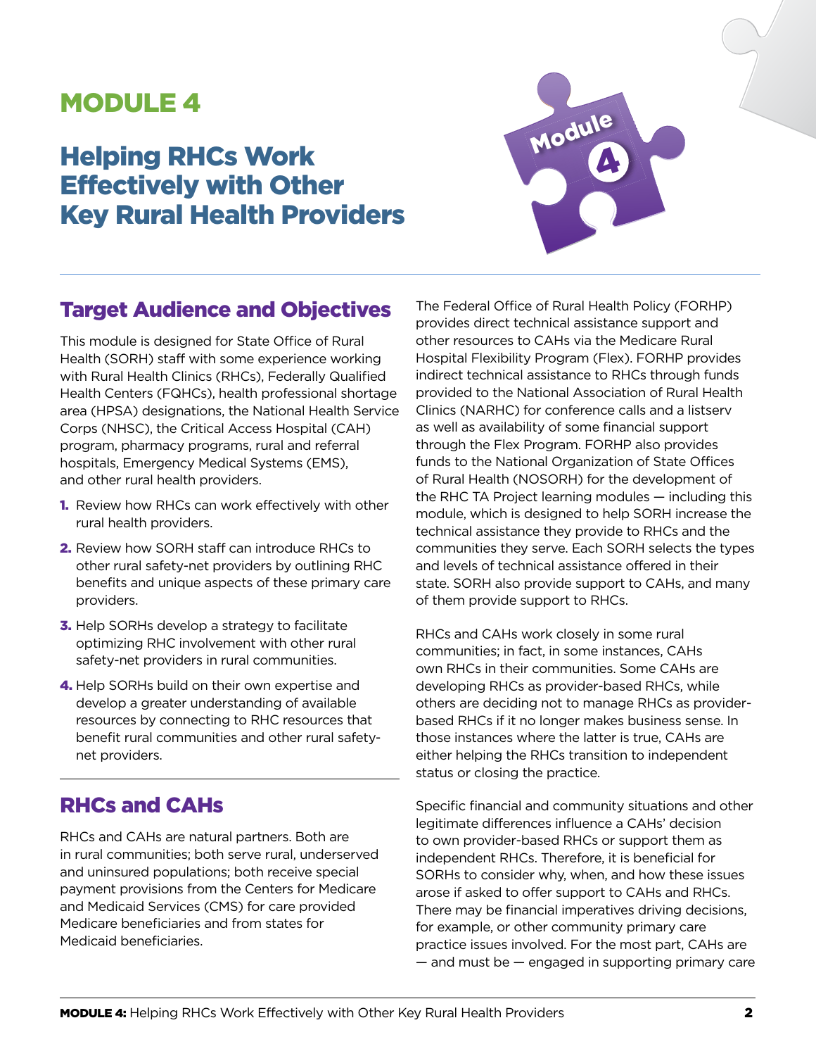// MODULE 4

# Helping RHCs Work Effectively with Other Key Rural Health Providers

## Target Audience and Objectives

This module is designed for State Office of Rural Health (SORH) staff with some experience working with Rural Health Clinics (RHCs), Federally Qualified Health Centers (FQHCs), health professional shortage area (HPSA) designations, the National Health Service Corps (NHSC), the Critical Access Hospital (CAH) program, pharmacy programs, rural and referral hospitals, Emergency Medical Systems (EMS), and other rural health providers.

1. Review how RHCs can work effectively with other rural health providers.
2. Review how SORH staff can introduce RHCs to other rural safety-net providers by outlining RHC benefits and unique aspects of these primary care providers.
3. Help SORHs develop a strategy to facilitate optimizing RHC involvement with other rural safety-net providers in rural communities.
4. Help SORHs build on their own expertise and develop a greater understanding of available resources by connecting to RHC resources that benefit rural communities and other rural safety-net providers.

## RHCs and CAHs

RHCs and CAHs are natural partners. Both are in rural communities; both serve rural, underserved and uninsured populations; both receive special payment provisions from the Centers for Medicare and Medicaid Services (CMS) for care provided Medicare beneficiaries and from states for Medicaid beneficiaries.

The Federal Office of Rural Health Policy (FORHP) provides direct technical assistance support and other resources to CAHs via the Medicare Rural Hospital Flexibility Program (Flex). FORHP provides indirect technical assistance to RHCs through funds provided to the National Association of Rural Health Clinics (NARHC) for conference calls and a listserv as well as availability of some financial support through the Flex Program. FORHP also provides funds to the National Organization of State Offices of Rural Health (NOSORH) for the development of the RHC TA Project learning modules — including this module, which is designed to help SORH increase the technical assistance they provide to RHCs and the communities they serve. Each SORH selects the types and levels of technical assistance offered in their state. SORH also provide support to CAHs, and many of them provide support to RHCs.

RHCs and CAHs work closely in some rural communities; in fact, in some instances, CAHs own RHCs in their communities. Some CAHs are developing RHCs as provider-based RHCs, while others are deciding not to manage RHCs as provider-based RHCs if it no longer makes business sense. In those instances where the latter is true, CAHs are either helping the RHCs transition to independent status or closing the practice.

Specific financial and community situations and other legitimate differences influence a CAHs' decision to own provider-based RHCs or support them as independent RHCs. Therefore, it is beneficial for SORHs to consider why, when, and how these issues arose if asked to offer support to CAHs and RHCs. There may be financial imperatives driving decisions, for example, or other community primary care practice issues involved. For the most part, CAHs are — and must be — engaged in supporting primary care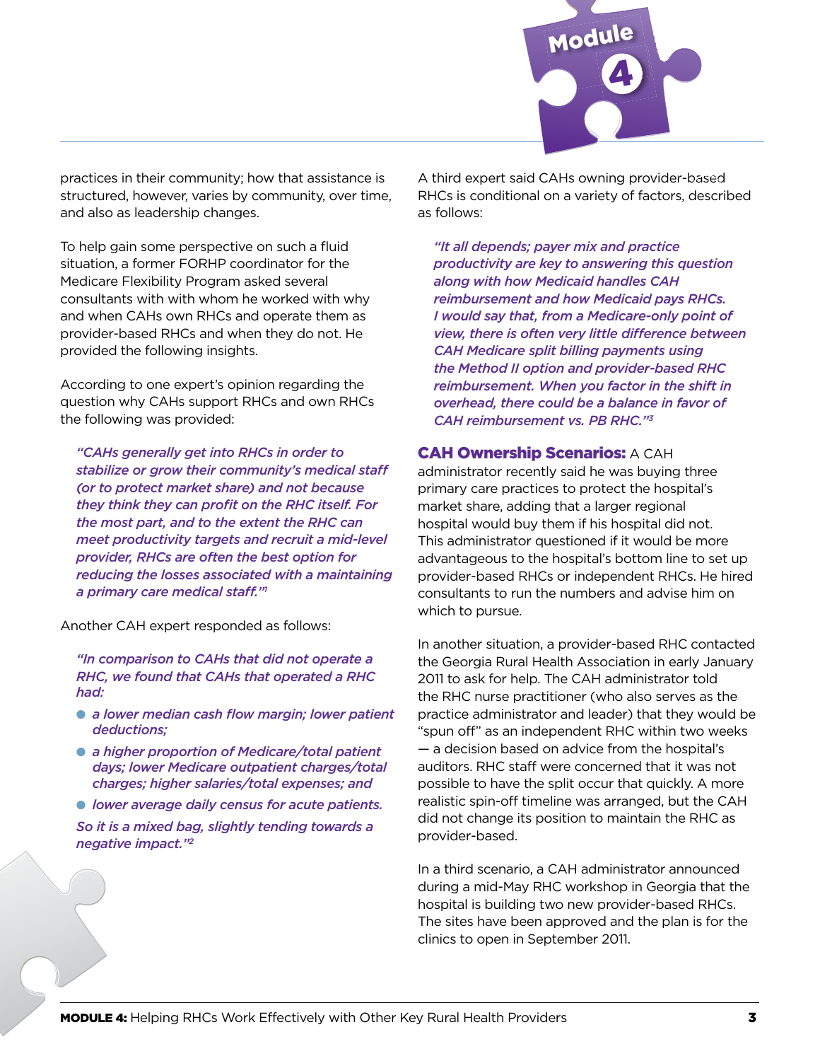practices in their community; how that assistance is structured, however, varies by community, over time, and also as leadership changes.

To help gain some perspective on such a fluid situation, a former FORHP coordinator for the Medicare Flexibility Program asked several consultants with with whom he worked with why and when CAHs own RHCs and operate them as provider-based RHCs and when they do not. He provided the following insights.

According to one expert's opinion regarding the question why CAHs support RHCs and own RHCs the following was provided:

> *"CAHs generally get into RHCs in order to stabilize or grow their community's medical staff (or to protect market share) and not because they think they can profit on the RHC itself. For the most part, and to the extent the RHC can meet productivity targets and recruit a mid-level provider, RHCs are often the best option for reducing the losses associated with a maintaining a primary care medical staff."*[1]

Another CAH expert responded as follows:

> *"In comparison to CAHs that did not operate a RHC, we found that CAHs that operated a RHC had:*
>
> - *a lower median cash flow margin; lower patient deductions;*
> - *a higher proportion of Medicare/total patient days; lower Medicare outpatient charges/total charges; higher salaries/total expenses; and*
> - *lower average daily census for acute patients.*
>
> *So it is a mixed bag, slightly tending towards a negative impact."*[2]

A third expert said CAHs owning provider-based RHCs is conditional on a variety of factors, described as follows:

> *"It all depends; payer mix and practice productivity are key to answering this question along with how Medicaid handles CAH reimbursement and how Medicaid pays RHCs. I would say that, from a Medicare-only point of view, there is often very little difference between CAH Medicare split billing payments using the Method II option and provider-based RHC reimbursement. When you factor in the shift in overhead, there could be a balance in favor of CAH reimbursement vs. PB RHC."*[3]

**CAH Ownership Scenarios:** A CAH administrator recently said he was buying three primary care practices to protect the hospital's market share, adding that a larger regional hospital would buy them if his hospital did not. This administrator questioned if it would be more advantageous to the hospital's bottom line to set up provider-based RHCs or independent RHCs. He hired consultants to run the numbers and advise him on which to pursue.

In another situation, a provider-based RHC contacted the Georgia Rural Health Association in early January 2011 to ask for help. The CAH administrator told the RHC nurse practitioner (who also serves as the practice administrator and leader) that they would be "spun off" as an independent RHC within two weeks — a decision based on advice from the hospital's auditors. RHC staff were concerned that it was not possible to have the split occur that quickly. A more realistic spin-off timeline was arranged, but the CAH did not change its position to maintain the RHC as provider-based.

In a third scenario, a CAH administrator announced during a mid-May RHC workshop in Georgia that the hospital is building two new provider-based RHCs. The sites have been approved and the plan is for the clinics to open in September 2011.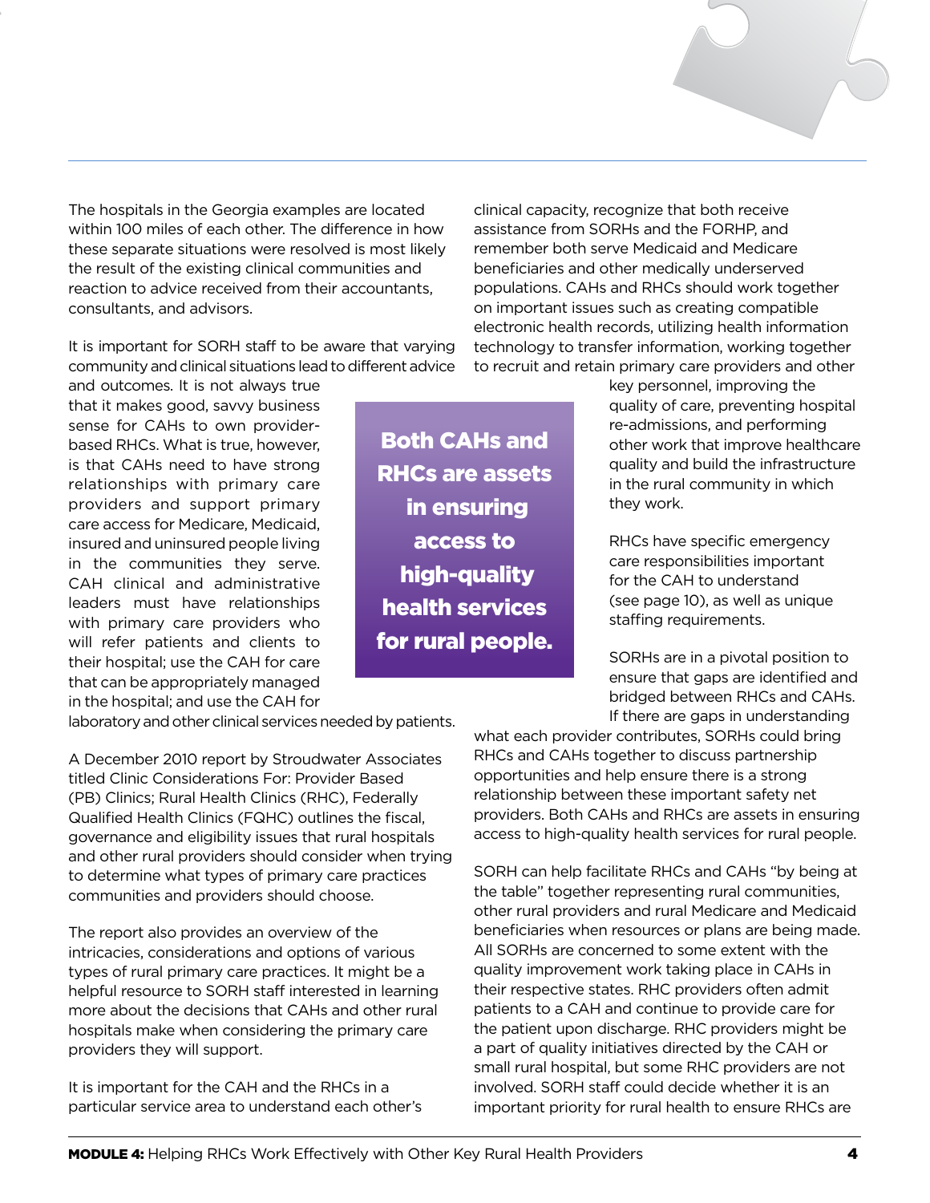The hospitals in the Georgia examples are located within 100 miles of each other. The difference in how these separate situations were resolved is most likely the result of the existing clinical communities and reaction to advice received from their accountants, consultants, and advisors.

It is important for SORH staff to be aware that varying community and clinical situations lead to different advice and outcomes. It is not always true that it makes good, savvy business sense for CAHs to own provider-based RHCs. What is true, however, is that CAHs need to have strong relationships with primary care providers and support primary care access for Medicare, Medicaid, insured and uninsured people living in the communities they serve. CAH clinical and administrative leaders must have relationships with primary care providers who will refer patients and clients to their hospital; use the CAH for care that can be appropriately managed in the hospital; and use the CAH for laboratory and other clinical services needed by patients.

> **Both CAHs and RHCs are assets in ensuring access to high-quality health services for rural people.**

A December 2010 report by Stroudwater Associates titled Clinic Considerations For: Provider Based (PB) Clinics; Rural Health Clinics (RHC), Federally Qualified Health Clinics (FQHC) outlines the fiscal, governance and eligibility issues that rural hospitals and other rural providers should consider when trying to determine what types of primary care practices communities and providers should choose.

The report also provides an overview of the intricacies, considerations and options of various types of rural primary care practices. It might be a helpful resource to SORH staff interested in learning more about the decisions that CAHs and other rural hospitals make when considering the primary care providers they will support.

It is important for the CAH and the RHCs in a particular service area to understand each other's clinical capacity, recognize that both receive assistance from SORHs and the FORHP, and remember both serve Medicaid and Medicare beneficiaries and other medically underserved populations. CAHs and RHCs should work together on important issues such as creating compatible electronic health records, utilizing health information technology to transfer information, working together to recruit and retain primary care providers and other key personnel, improving the quality of care, preventing hospital re-admissions, and performing other work that improve healthcare quality and build the infrastructure in the rural community in which they work.

RHCs have specific emergency care responsibilities important for the CAH to understand (see page 10), as well as unique staffing requirements.

SORHs are in a pivotal position to ensure that gaps are identified and bridged between RHCs and CAHs. If there are gaps in understanding what each provider contributes, SORHs could bring RHCs and CAHs together to discuss partnership opportunities and help ensure there is a strong relationship between these important safety net providers. Both CAHs and RHCs are assets in ensuring access to high-quality health services for rural people.

SORH can help facilitate RHCs and CAHs "by being at the table" together representing rural communities, other rural providers and rural Medicare and Medicaid beneficiaries when resources or plans are being made. All SORHs are concerned to some extent with the quality improvement work taking place in CAHs in their respective states. RHC providers often admit patients to a CAH and continue to provide care for the patient upon discharge. RHC providers might be a part of quality initiatives directed by the CAH or small rural hospital, but some RHC providers are not involved. SORH staff could decide whether it is an important priority for rural health to ensure RHCs are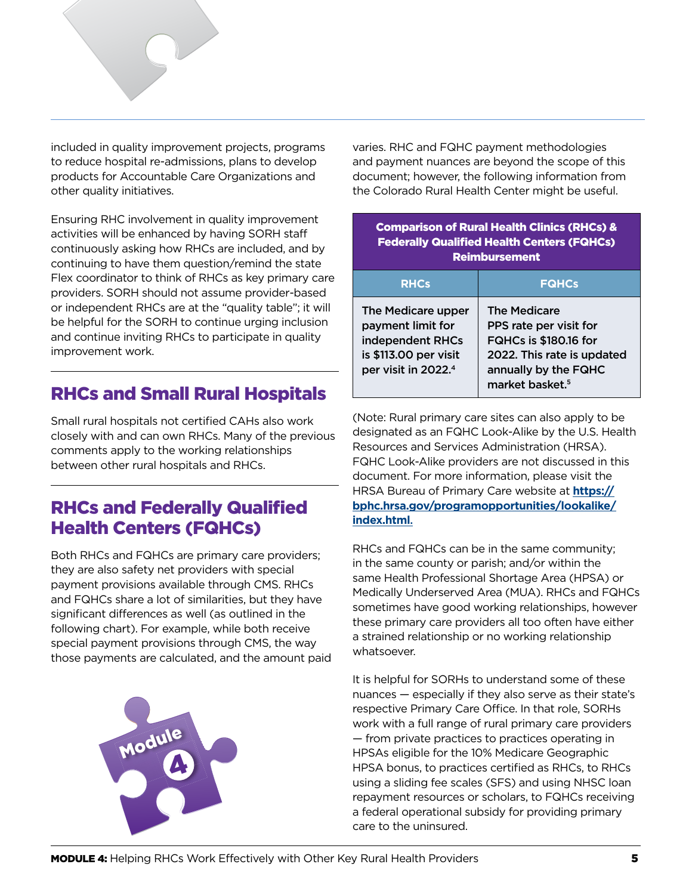included in quality improvement projects, programs to reduce hospital re-admissions, plans to develop products for Accountable Care Organizations and other quality initiatives.

Ensuring RHC involvement in quality improvement activities will be enhanced by having SORH staff continuously asking how RHCs are included, and by continuing to have them question/remind the state Flex coordinator to think of RHCs as key primary care providers. SORH should not assume provider-based or independent RHCs are at the "quality table"; it will be helpful for the SORH to continue urging inclusion and continue inviting RHCs to participate in quality improvement work.

## RHCs and Small Rural Hospitals

Small rural hospitals not certified CAHs also work closely with and can own RHCs. Many of the previous comments apply to the working relationships between other rural hospitals and RHCs.

## RHCs and Federally Qualified Health Centers (FQHCs)

Both RHCs and FQHCs are primary care providers; they are also safety net providers with special payment provisions available through CMS. RHCs and FQHCs share a lot of similarities, but they have significant differences as well (as outlined in the following chart). For example, while both receive special payment provisions through CMS, the way those payments are calculated, and the amount paid varies. RHC and FQHC payment methodologies and payment nuances are beyond the scope of this document; however, the following information from the Colorado Rural Health Center might be useful.

**Comparison of Rural Health Clinics (RHCs) & Federally Qualified Health Centers (FQHCs) Reimbursement**

| RHCs | FQHCs |
|---|---|
| The Medicare upper payment limit for independent RHCs is $113.00 per visit per visit in 2022.[4] | The Medicare PPS rate per visit for FQHCs is $180.16 for 2022. This rate is updated annually by the FQHC market basket.[5] |

(Note: Rural primary care sites can also apply to be designated as an FQHC Look-Alike by the U.S. Health Resources and Services Administration (HRSA). FQHC Look-Alike providers are not discussed in this document. For more information, please visit the HRSA Bureau of Primary Care website at **https://bphc.hrsa.gov/programopportunities/lookalike/index.html.**

RHCs and FQHCs can be in the same community; in the same county or parish; and/or within the same Health Professional Shortage Area (HPSA) or Medically Underserved Area (MUA). RHCs and FQHCs sometimes have good working relationships, however these primary care providers all too often have either a strained relationship or no working relationship whatsoever.

It is helpful for SORHs to understand some of these nuances — especially if they also serve as their state's respective Primary Care Office. In that role, SORHs work with a full range of rural primary care providers — from private practices to practices operating in HPSAs eligible for the 10% Medicare Geographic HPSA bonus, to practices certified as RHCs, to RHCs using a sliding fee scales (SFS) and using NHSC loan repayment resources or scholars, to FQHCs receiving a federal operational subsidy for providing primary care to the uninsured.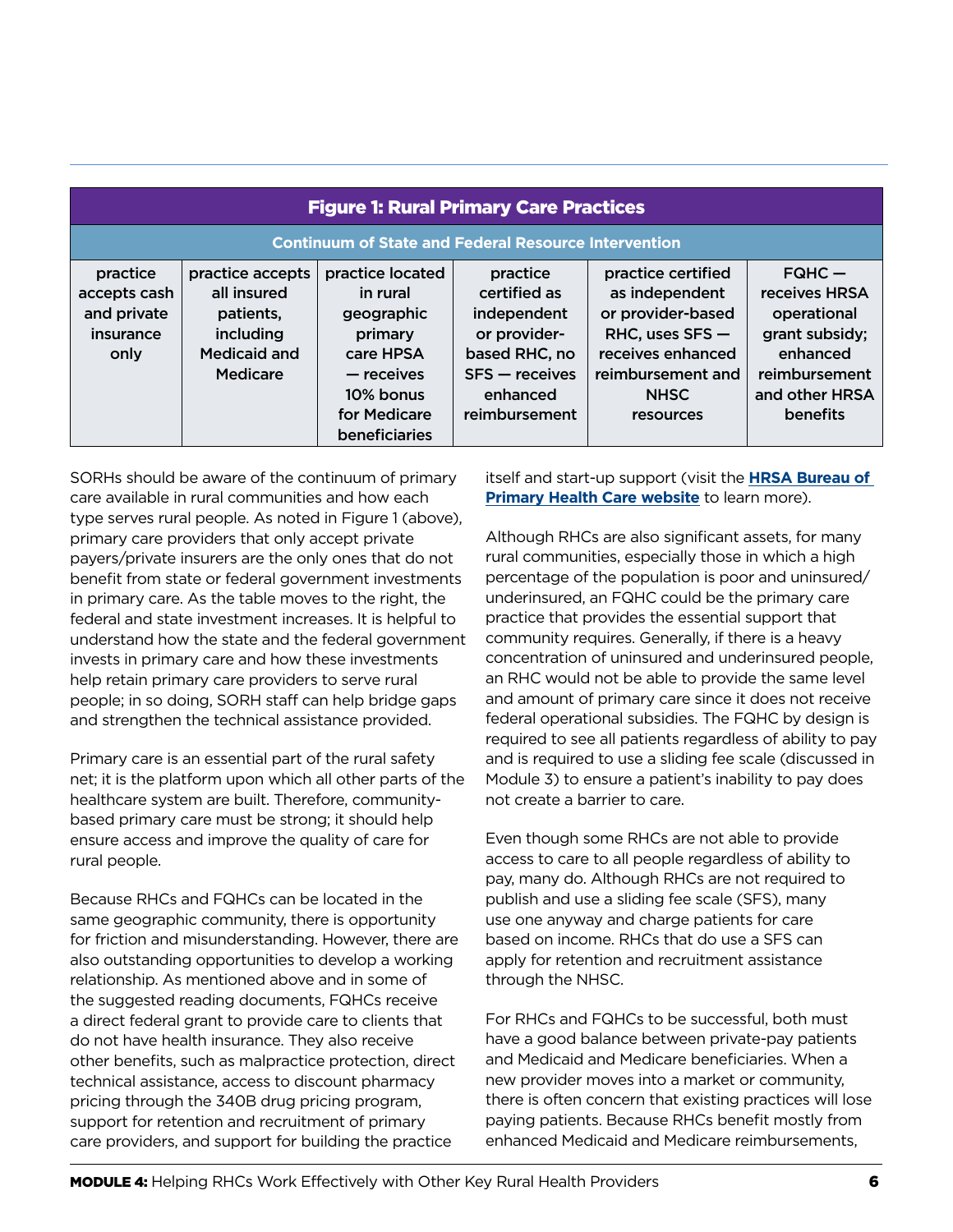| Figure 1: Rural Primary Care Practices | | | | | |
|---|---|---|---|---|---|
| Continuum of State and Federal Resource Intervention | | | | | |
| practice accepts cash and private insurance only | practice accepts all insured patients, including Medicaid and Medicare | practice located in rural geographic primary care HPSA — receives 10% bonus for Medicare beneficiaries | practice certified as independent or provider-based RHC, no SFS — receives enhanced reimbursement | practice certified as independent or provider-based RHC, uses SFS — receives enhanced reimbursement and NHSC resources | FQHC — receives HRSA operational grant subsidy; enhanced reimbursement and other HRSA benefits |

SORHs should be aware of the continuum of primary care available in rural communities and how each type serves rural people. As noted in Figure 1 (above), primary care providers that only accept private payers/private insurers are the only ones that do not benefit from state or federal government investments in primary care. As the table moves to the right, the federal and state investment increases. It is helpful to understand how the state and the federal government invests in primary care and how these investments help retain primary care providers to serve rural people; in so doing, SORH staff can help bridge gaps and strengthen the technical assistance provided.

Primary care is an essential part of the rural safety net; it is the platform upon which all other parts of the healthcare system are built. Therefore, community-based primary care must be strong; it should help ensure access and improve the quality of care for rural people.

Because RHCs and FQHCs can be located in the same geographic community, there is opportunity for friction and misunderstanding. However, there are also outstanding opportunities to develop a working relationship. As mentioned above and in some of the suggested reading documents, FQHCs receive a direct federal grant to provide care to clients that do not have health insurance. They also receive other benefits, such as malpractice protection, direct technical assistance, access to discount pharmacy pricing through the 340B drug pricing program, support for retention and recruitment of primary care providers, and support for building the practice itself and start-up support (visit the **HRSA Bureau of Primary Health Care website** to learn more).

Although RHCs are also significant assets, for many rural communities, especially those in which a high percentage of the population is poor and uninsured/underinsured, an FQHC could be the primary care practice that provides the essential support that community requires. Generally, if there is a heavy concentration of uninsured and underinsured people, an RHC would not be able to provide the same level and amount of primary care since it does not receive federal operational subsidies. The FQHC by design is required to see all patients regardless of ability to pay and is required to use a sliding fee scale (discussed in Module 3) to ensure a patient's inability to pay does not create a barrier to care.

Even though some RHCs are not able to provide access to care to all people regardless of ability to pay, many do. Although RHCs are not required to publish and use a sliding fee scale (SFS), many use one anyway and charge patients for care based on income. RHCs that do use a SFS can apply for retention and recruitment assistance through the NHSC.

For RHCs and FQHCs to be successful, both must have a good balance between private-pay patients and Medicaid and Medicare beneficiaries. When a new provider moves into a market or community, there is often concern that existing practices will lose paying patients. Because RHCs benefit mostly from enhanced Medicaid and Medicare reimbursements,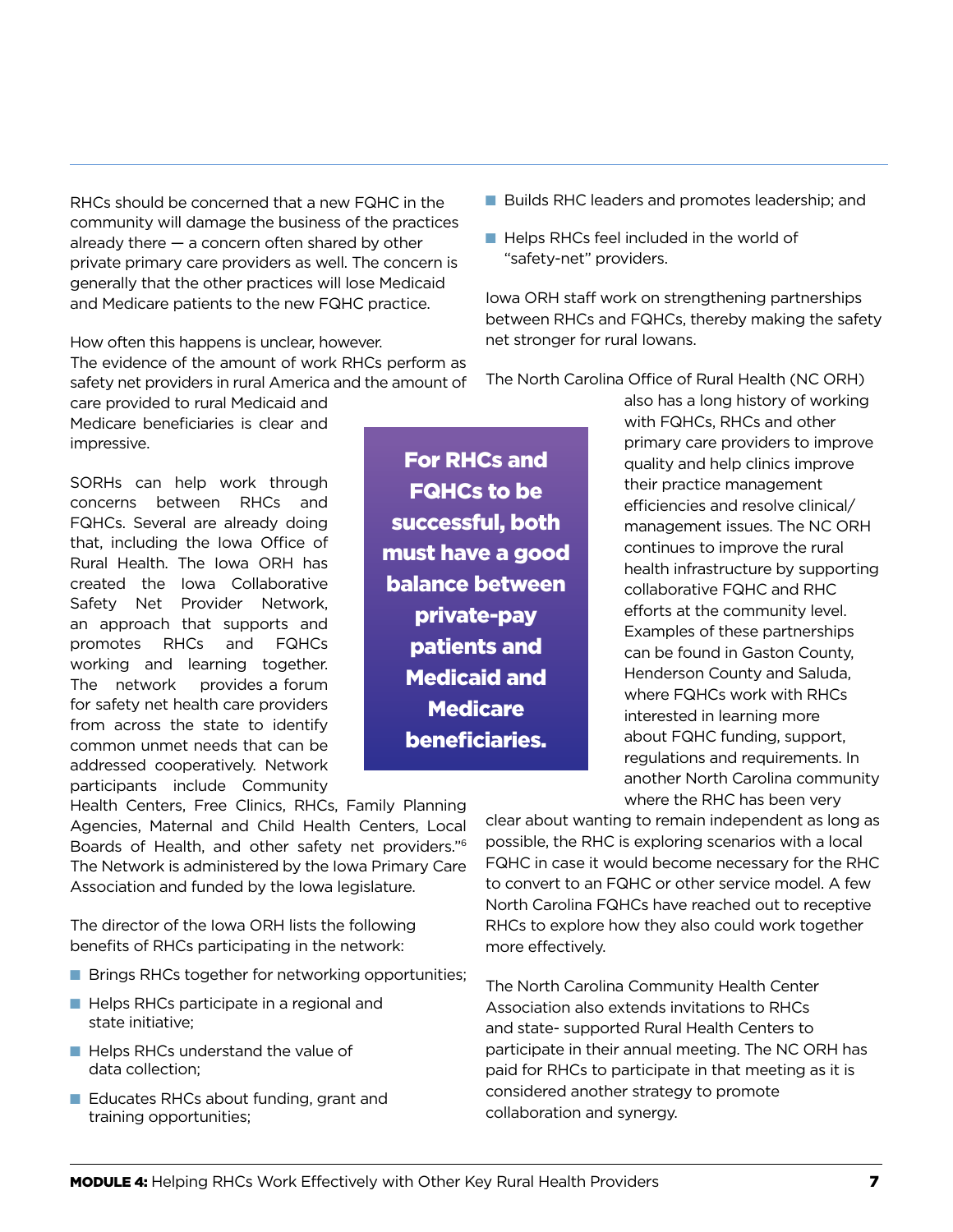RHCs should be concerned that a new FQHC in the community will damage the business of the practices already there — a concern often shared by other private primary care providers as well. The concern is generally that the other practices will lose Medicaid and Medicare patients to the new FQHC practice.

How often this happens is unclear, however. The evidence of the amount of work RHCs perform as safety net providers in rural America and the amount of care provided to rural Medicaid and Medicare beneficiaries is clear and impressive.

SORHs can help work through concerns between RHCs and FQHCs. Several are already doing that, including the Iowa Office of Rural Health. The Iowa ORH has created the Iowa Collaborative Safety Net Provider Network, an approach that supports and promotes RHCs and FQHCs working and learning together. The network provides a forum for safety net health care providers from across the state to identify common unmet needs that can be addressed cooperatively. Network participants include Community Health Centers, Free Clinics, RHCs, Family Planning Agencies, Maternal and Child Health Centers, Local Boards of Health, and other safety net providers."[6] The Network is administered by the Iowa Primary Care Association and funded by the Iowa legislature.

**For RHCs and FQHCs to be successful, both must have a good balance between private-pay patients and Medicaid and Medicare beneficiaries.**

The director of the Iowa ORH lists the following benefits of RHCs participating in the network:

- Brings RHCs together for networking opportunities;
- Helps RHCs participate in a regional and state initiative;
- Helps RHCs understand the value of data collection;
- Educates RHCs about funding, grant and training opportunities;
- Builds RHC leaders and promotes leadership; and
- Helps RHCs feel included in the world of "safety-net" providers.

Iowa ORH staff work on strengthening partnerships between RHCs and FQHCs, thereby making the safety net stronger for rural Iowans.

The North Carolina Office of Rural Health (NC ORH) also has a long history of working with FQHCs, RHCs and other primary care providers to improve quality and help clinics improve their practice management efficiencies and resolve clinical/management issues. The NC ORH continues to improve the rural health infrastructure by supporting collaborative FQHC and RHC efforts at the community level. Examples of these partnerships can be found in Gaston County, Henderson County and Saluda, where FQHCs work with RHCs interested in learning more about FQHC funding, support, regulations and requirements. In another North Carolina community where the RHC has been very clear about wanting to remain independent as long as possible, the RHC is exploring scenarios with a local FQHC in case it would become necessary for the RHC to convert to an FQHC or other service model. A few North Carolina FQHCs have reached out to receptive RHCs to explore how they also could work together more effectively.

The North Carolina Community Health Center Association also extends invitations to RHCs and state- supported Rural Health Centers to participate in their annual meeting. The NC ORH has paid for RHCs to participate in that meeting as it is considered another strategy to promote collaboration and synergy.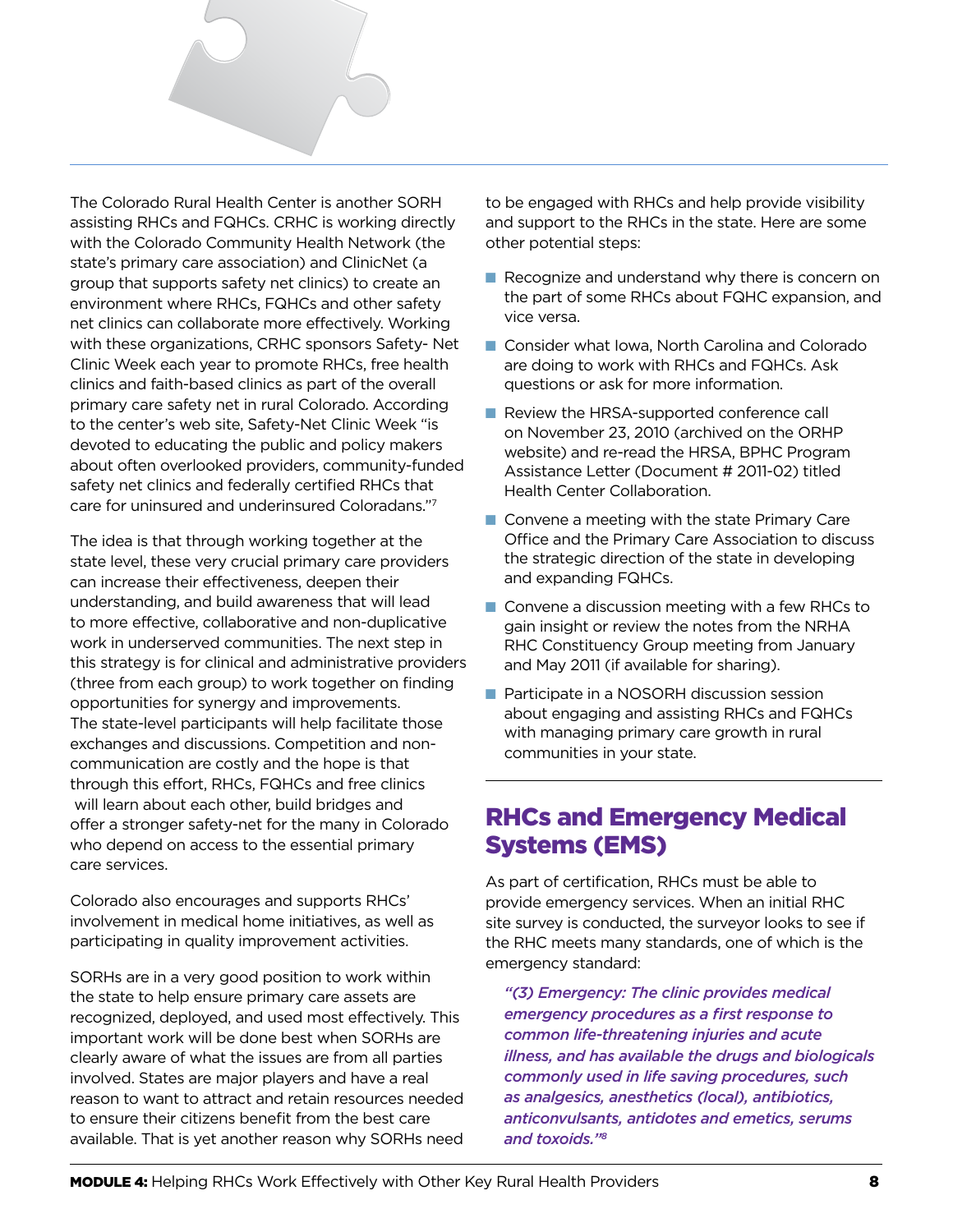The Colorado Rural Health Center is another SORH assisting RHCs and FQHCs. CRHC is working directly with the Colorado Community Health Network (the state's primary care association) and ClinicNet (a group that supports safety net clinics) to create an environment where RHCs, FQHCs and other safety net clinics can collaborate more effectively. Working with these organizations, CRHC sponsors Safety- Net Clinic Week each year to promote RHCs, free health clinics and faith-based clinics as part of the overall primary care safety net in rural Colorado. According to the center's web site, Safety-Net Clinic Week "is devoted to educating the public and policy makers about often overlooked providers, community-funded safety net clinics and federally certified RHCs that care for uninsured and underinsured Coloradans."[7]

The idea is that through working together at the state level, these very crucial primary care providers can increase their effectiveness, deepen their understanding, and build awareness that will lead to more effective, collaborative and non-duplicative work in underserved communities. The next step in this strategy is for clinical and administrative providers (three from each group) to work together on finding opportunities for synergy and improvements. The state-level participants will help facilitate those exchanges and discussions. Competition and non-communication are costly and the hope is that through this effort, RHCs, FQHCs and free clinics will learn about each other, build bridges and offer a stronger safety-net for the many in Colorado who depend on access to the essential primary care services.

Colorado also encourages and supports RHCs' involvement in medical home initiatives, as well as participating in quality improvement activities.

SORHs are in a very good position to work within the state to help ensure primary care assets are recognized, deployed, and used most effectively. This important work will be done best when SORHs are clearly aware of what the issues are from all parties involved. States are major players and have a real reason to want to attract and retain resources needed to ensure their citizens benefit from the best care available. That is yet another reason why SORHs need to be engaged with RHCs and help provide visibility and support to the RHCs in the state. Here are some other potential steps:

- Recognize and understand why there is concern on the part of some RHCs about FQHC expansion, and vice versa.
- Consider what Iowa, North Carolina and Colorado are doing to work with RHCs and FQHCs. Ask questions or ask for more information.
- Review the HRSA-supported conference call on November 23, 2010 (archived on the ORHP website) and re-read the HRSA, BPHC Program Assistance Letter (Document # 2011-02) titled Health Center Collaboration.
- Convene a meeting with the state Primary Care Office and the Primary Care Association to discuss the strategic direction of the state in developing and expanding FQHCs.
- Convene a discussion meeting with a few RHCs to gain insight or review the notes from the NRHA RHC Constituency Group meeting from January and May 2011 (if available for sharing).
- Participate in a NOSORH discussion session about engaging and assisting RHCs and FQHCs with managing primary care growth in rural communities in your state.

## RHCs and Emergency Medical Systems (EMS)

As part of certification, RHCs must be able to provide emergency services. When an initial RHC site survey is conducted, the surveyor looks to see if the RHC meets many standards, one of which is the emergency standard:

> *"(3) Emergency: The clinic provides medical emergency procedures as a first response to common life-threatening injuries and acute illness, and has available the drugs and biologicals commonly used in life saving procedures, such as analgesics, anesthetics (local), antibiotics, anticonvulsants, antidotes and emetics, serums and toxoids."*[8]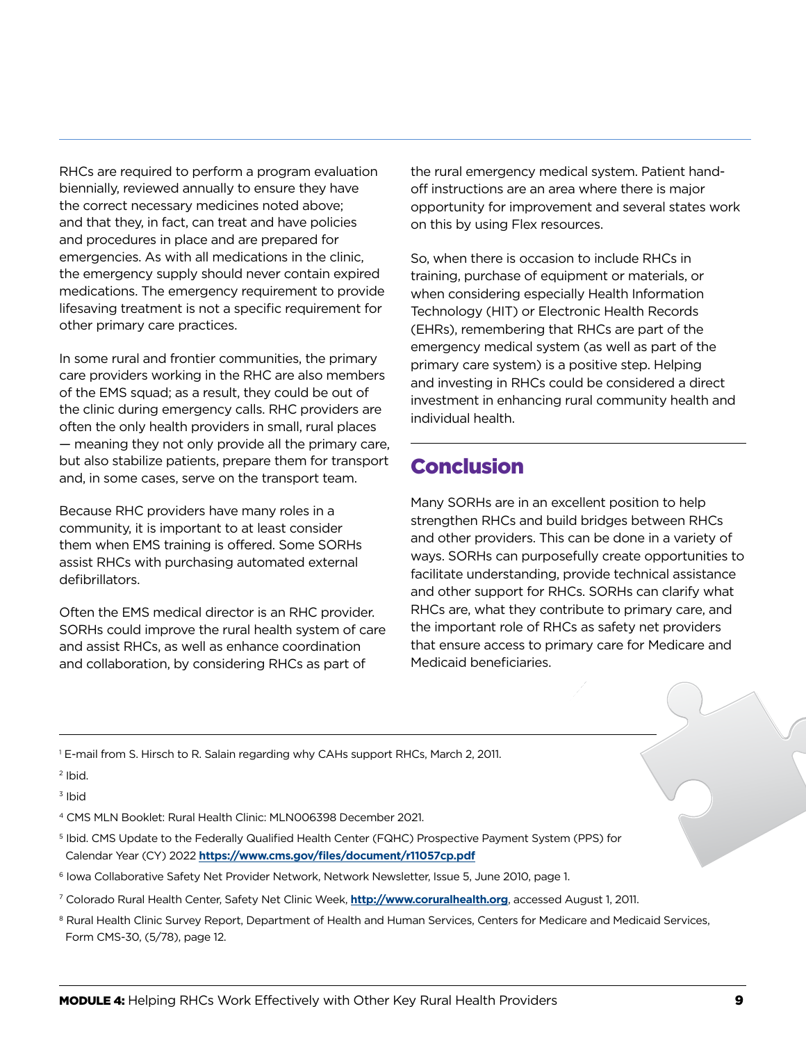RHCs are required to perform a program evaluation biennially, reviewed annually to ensure they have the correct necessary medicines noted above; and that they, in fact, can treat and have policies and procedures in place and are prepared for emergencies. As with all medications in the clinic, the emergency supply should never contain expired medications. The emergency requirement to provide lifesaving treatment is not a specific requirement for other primary care practices.

In some rural and frontier communities, the primary care providers working in the RHC are also members of the EMS squad; as a result, they could be out of the clinic during emergency calls. RHC providers are often the only health providers in small, rural places — meaning they not only provide all the primary care, but also stabilize patients, prepare them for transport and, in some cases, serve on the transport team.

Because RHC providers have many roles in a community, it is important to at least consider them when EMS training is offered. Some SORHs assist RHCs with purchasing automated external defibrillators.

Often the EMS medical director is an RHC provider. SORHs could improve the rural health system of care and assist RHCs, as well as enhance coordination and collaboration, by considering RHCs as part of the rural emergency medical system. Patient hand-off instructions are an area where there is major opportunity for improvement and several states work on this by using Flex resources.

So, when there is occasion to include RHCs in training, purchase of equipment or materials, or when considering especially Health Information Technology (HIT) or Electronic Health Records (EHRs), remembering that RHCs are part of the emergency medical system (as well as part of the primary care system) is a positive step. Helping and investing in RHCs could be considered a direct investment in enhancing rural community health and individual health.

## Conclusion

Many SORHs are in an excellent position to help strengthen RHCs and build bridges between RHCs and other providers. This can be done in a variety of ways. SORHs can purposefully create opportunities to facilitate understanding, provide technical assistance and other support for RHCs. SORHs can clarify what RHCs are, what they contribute to primary care, and the important role of RHCs as safety net providers that ensure access to primary care for Medicare and Medicaid beneficiaries.

---

[1] E-mail from S. Hirsch to R. Salain regarding why CAHs support RHCs, March 2, 2011.

[2] Ibid.

[3] Ibid

[4] CMS MLN Booklet: Rural Health Clinic: MLN006398 December 2021.

[5] Ibid. CMS Update to the Federally Qualified Health Center (FQHC) Prospective Payment System (PPS) for Calendar Year (CY) 2022 **https://www.cms.gov/files/document/r11057cp.pdf**

[6] Iowa Collaborative Safety Net Provider Network, Network Newsletter, Issue 5, June 2010, page 1.

[7] Colorado Rural Health Center, Safety Net Clinic Week, **http://www.coruralhealth.org**, accessed August 1, 2011.

[8] Rural Health Clinic Survey Report, Department of Health and Human Services, Centers for Medicare and Medicaid Services, Form CMS-30, (5/78), page 12.